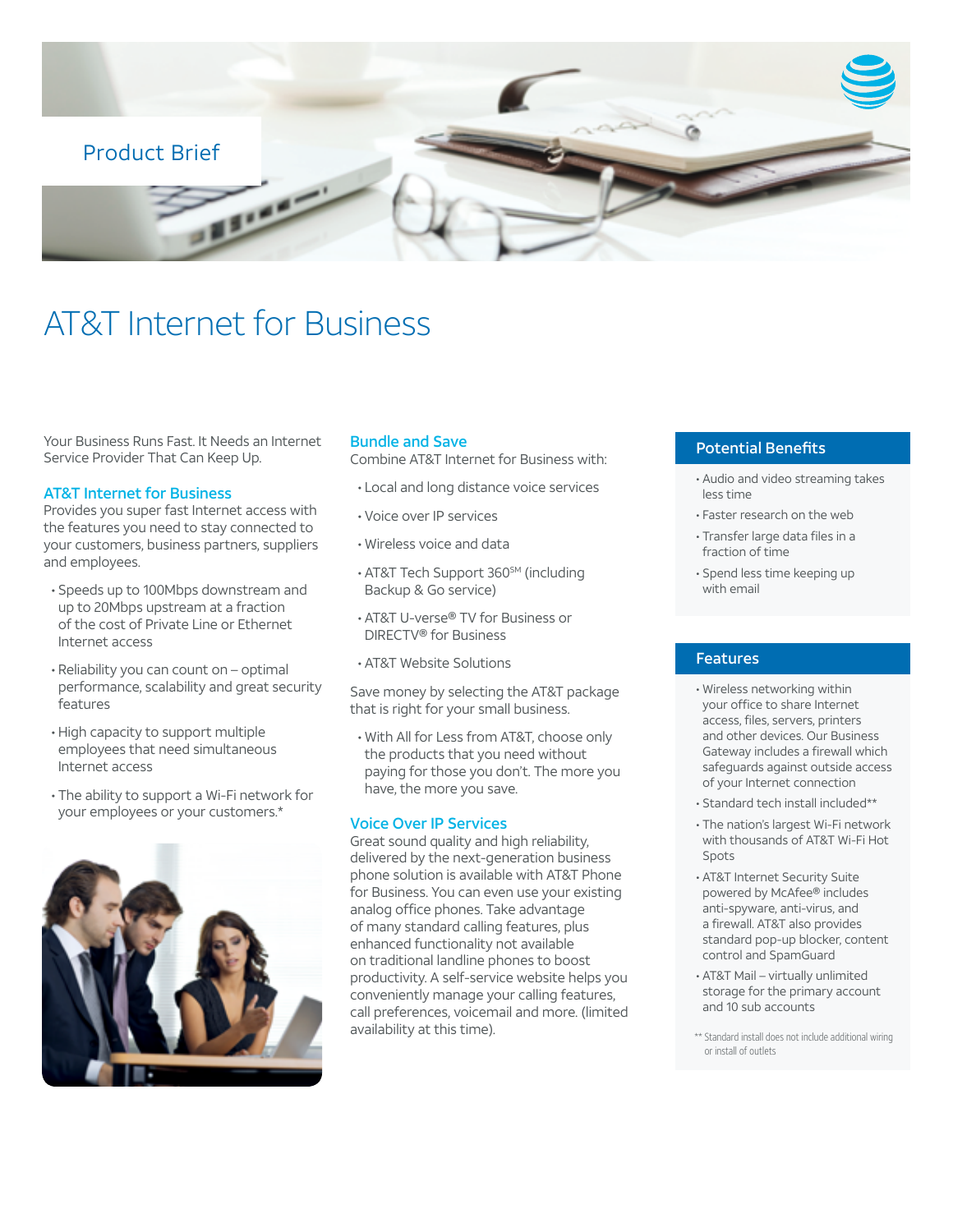Product Brief

# AT&T Internet for Business

Your Business Runs Fast. It Needs an Internet Service Provider That Can Keep Up.

## AT&T Internet for Business

Provides you super fast Internet access with the features you need to stay connected to your customers, business partners, suppliers and employees.

- Speeds up to 100Mbps downstream and up to 20Mbps upstream at a fraction of the cost of Private Line or Ethernet Internet access
- Reliability you can count on – optimal performance, scalability and great security features
- High capacity to support multiple employees that need simultaneous Internet access
- The ability to support a Wi-Fi network for your employees or your customers.*

## Bundle and Save

Combine AT&T Internet for Business with:

- Local and long distance voice services
- Voice over IP services
- Wireless voice and data
- AT&T Tech Support 360[SM] (including Backup & Go service)
- AT&T U-verse® TV for Business or DIRECTV® for Business
- AT&T Website Solutions

Save money by selecting the AT&T package that is right for your small business.

- With All for Less from AT&T, choose only the products that you need without paying for those you don't. The more you have, the more you save.

## Voice Over IP Services

Great sound quality and high reliability, delivered by the next-generation business phone solution is available with AT&T Phone for Business. You can even use your existing analog office phones. Take advantage of many standard calling features, plus enhanced functionality not available on traditional landline phones to boost productivity. A self-service website helps you conveniently manage your calling features, call preferences, voicemail and more. (limited availability at this time).

## Potential Benefits

- Audio and video streaming takes less time
- Faster research on the web
- Transfer large data files in a fraction of time
- Spend less time keeping up with email

## Features

- Wireless networking within your office to share Internet access, files, servers, printers and other devices. Our Business Gateway includes a firewall which safeguards against outside access of your Internet connection
- Standard tech install included**
- The nation's largest Wi-Fi network with thousands of AT&T Wi-Fi Hot Spots
- AT&T Internet Security Suite powered by McAfee® includes anti-spyware, anti-virus, and a firewall. AT&T also provides standard pop-up blocker, content control and SpamGuard
- AT&T Mail – virtually unlimited storage for the primary account and 10 sub accounts

** Standard install does not include additional wiring or install of outlets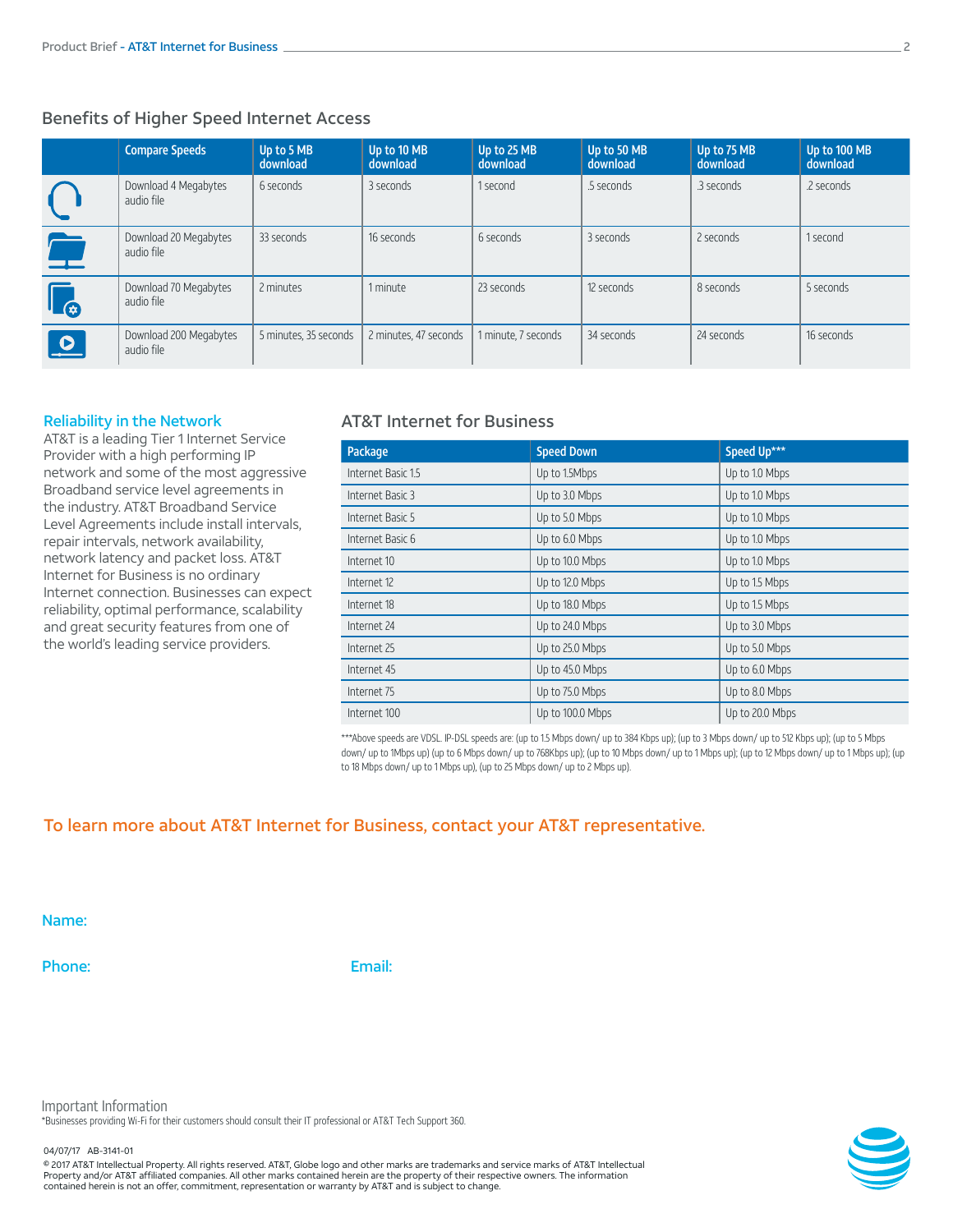## Benefits of Higher Speed Internet Access

| | Compare Speeds | Up to 5 MB download | Up to 10 MB download | Up to 25 MB download | Up to 50 MB download | Up to 75 MB download | Up to 100 MB download |
|---|---|---|---|---|---|---|---|
| | Download 4 Megabytes audio file | 6 seconds | 3 seconds | 1 second | .5 seconds | .3 seconds | .2 seconds |
| | Download 20 Megabytes audio file | 33 seconds | 16 seconds | 6 seconds | 3 seconds | 2 seconds | 1 second |
| | Download 70 Megabytes audio file | 2 minutes | 1 minute | 23 seconds | 12 seconds | 8 seconds | 5 seconds |
| | Download 200 Megabytes audio file | 5 minutes, 35 seconds | 2 minutes, 47 seconds | 1 minute, 7 seconds | 34 seconds | 24 seconds | 16 seconds |

### Reliability in the Network

AT&T is a leading Tier 1 Internet Service Provider with a high performing IP network and some of the most aggressive Broadband service level agreements in the industry. AT&T Broadband Service Level Agreements include install intervals, repair intervals, network availability, network latency and packet loss. AT&T Internet for Business is no ordinary Internet connection. Businesses can expect reliability, optimal performance, scalability and great security features from one of the world's leading service providers.

### AT&T Internet for Business

| Package | Speed Down | Speed Up*** |
|---|---|---|
| Internet Basic 1.5 | Up to 1.5Mbps | Up to 1.0 Mbps |
| Internet Basic 3 | Up to 3.0 Mbps | Up to 1.0 Mbps |
| Internet Basic 5 | Up to 5.0 Mbps | Up to 1.0 Mbps |
| Internet Basic 6 | Up to 6.0 Mbps | Up to 1.0 Mbps |
| Internet 10 | Up to 10.0 Mbps | Up to 1.0 Mbps |
| Internet 12 | Up to 12.0 Mbps | Up to 1.5 Mbps |
| Internet 18 | Up to 18.0 Mbps | Up to 1.5 Mbps |
| Internet 24 | Up to 24.0 Mbps | Up to 3.0 Mbps |
| Internet 25 | Up to 25.0 Mbps | Up to 5.0 Mbps |
| Internet 45 | Up to 45.0 Mbps | Up to 6.0 Mbps |
| Internet 75 | Up to 75.0 Mbps | Up to 8.0 Mbps |
| Internet 100 | Up to 100.0 Mbps | Up to 20.0 Mbps |

***Above speeds are VDSL. IP-DSL speeds are: (up to 1.5 Mbps down/ up to 384 Kbps up); (up to 3 Mbps down/ up to 512 Kbps up); (up to 5 Mbps down/ up to 1Mbps up) (up to 6 Mbps down/ up to 768Kbps up); (up to 10 Mbps down/ up to 1 Mbps up); (up to 12 Mbps down/ up to 1 Mbps up); (up to 18 Mbps down/ up to 1 Mbps up), (up to 25 Mbps down/ up to 2 Mbps up).

**To learn more about AT&T Internet for Business, contact your AT&T representative.**

**Name:**

**Phone:** **Email:**

Important Information

*Businesses providing Wi-Fi for their customers should consult their IT professional or AT&T Tech Support 360.

04/07/17 AB-3141-01

© 2017 AT&T Intellectual Property. All rights reserved. AT&T, Globe logo and other marks are trademarks and service marks of AT&T Intellectual Property and/or AT&T affiliated companies. All other marks contained herein are the property of their respective owners. The information contained herein is not an offer, commitment, representation or warranty by AT&T and is subject to change.